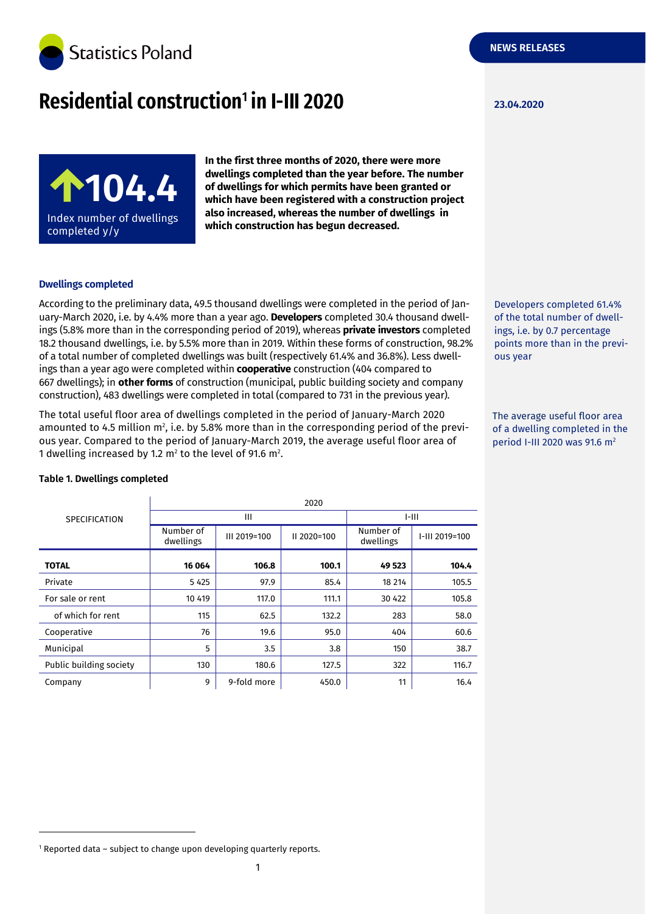Statistics Poland

NEWS RELEASES

# Residential construction[1] in I-III 2020

23.04.2020

**104.4**
Index number of dwellings completed y/y

**In the first three months of 2020, there were more dwellings completed than the year before. The number of dwellings for which permits have been granted or which have been registered with a construction project also increased, whereas the number of dwellings in which construction has begun decreased.**

### Dwellings completed

According to the preliminary data, 49.5 thousand dwellings were completed in the period of January-March 2020, i.e. by 4.4% more than a year ago. **Developers** completed 30.4 thousand dwellings (5.8% more than in the corresponding period of 2019), whereas **private investors** completed 18.2 thousand dwellings, i.e. by 5.5% more than in 2019. Within these forms of construction, 98.2% of a total number of completed dwellings was built (respectively 61.4% and 36.8%). Less dwellings than a year ago were completed within **cooperative** construction (404 compared to 667 dwellings); in **other forms** of construction (municipal, public building society and company construction), 483 dwellings were completed in total (compared to 731 in the previous year).

Developers completed 61.4% of the total number of dwellings, i.e. by 0.7 percentage points more than in the previous year

The total useful floor area of dwellings completed in the period of January-March 2020 amounted to 4.5 million m$^2$, i.e. by 5.8% more than in the corresponding period of the previous year. Compared to the period of January-March 2019, the average useful floor area of 1 dwelling increased by 1.2 m$^2$ to the level of 91.6 m$^2$.

The average useful floor area of a dwelling completed in the period I-III 2020 was 91.6 m$^2$

**Table 1. Dwellings completed**

| SPECIFICATION | 2020 | | | | |
|---|---|---|---|---|---|
| | III | | | I-III | |
| | Number of dwellings | III 2019=100 | II 2020=100 | Number of dwellings | I-III 2019=100 |
| **TOTAL** | **16 064** | **106.8** | **100.1** | **49 523** | **104.4** |
| Private | 5 425 | 97.9 | 85.4 | 18 214 | 105.5 |
| For sale or rent | 10 419 | 117.0 | 111.1 | 30 422 | 105.8 |
| of which for rent | 115 | 62.5 | 132.2 | 283 | 58.0 |
| Cooperative | 76 | 19.6 | 95.0 | 404 | 60.6 |
| Municipal | 5 | 3.5 | 3.8 | 150 | 38.7 |
| Public building society | 130 | 180.6 | 127.5 | 322 | 116.7 |
| Company | 9 | 9-fold more | 450.0 | 11 | 16.4 |

[1] Reported data – subject to change upon developing quarterly reports.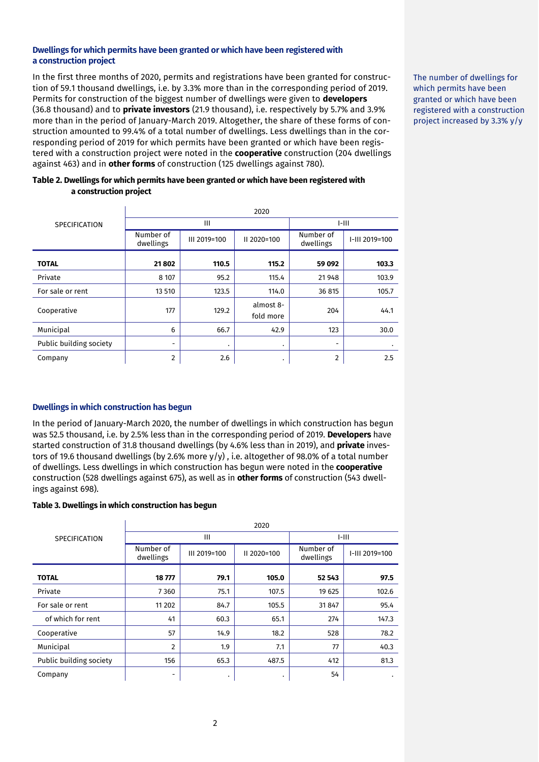### Dwellings for which permits have been granted or which have been registered with a construction project

In the first three months of 2020, permits and registrations have been granted for construction of 59.1 thousand dwellings, i.e. by 3.3% more than in the corresponding period of 2019. Permits for construction of the biggest number of dwellings were given to **developers** (36.8 thousand) and to **private investors** (21.9 thousand), i.e. respectively by 5.7% and 3.9% more than in the period of January-March 2019. Altogether, the share of these forms of construction amounted to 99.4% of a total number of dwellings. Less dwellings than in the corresponding period of 2019 for which permits have been granted or which have been registered with a construction project were noted in the **cooperative** construction (204 dwellings against 463) and in **other forms** of construction (125 dwellings against 780).

The number of dwellings for which permits have been granted or which have been registered with a construction project increased by 3.3% y/y

**Table 2. Dwellings for which permits have been granted or which have been registered with a construction project**

| SPECIFICATION | 2020 | | | | |
|---|---|---|---|---|---|
| | III | | | I-III | |
| | Number of dwellings | III 2019=100 | II 2020=100 | Number of dwellings | I-III 2019=100 |
| **TOTAL** | **21 802** | **110.5** | **115.2** | **59 092** | **103.3** |
| Private | 8 107 | 95.2 | 115.4 | 21 948 | 103.9 |
| For sale or rent | 13 510 | 123.5 | 114.0 | 36 815 | 105.7 |
| Cooperative | 177 | 129.2 | almost 8-fold more | 204 | 44.1 |
| Municipal | 6 | 66.7 | 42.9 | 123 | 30.0 |
| Public building society | - | . | . | - | . |
| Company | 2 | 2.6 | . | 2 | 2.5 |

### Dwellings in which construction has begun

In the period of January-March 2020, the number of dwellings in which construction has begun was 52.5 thousand, i.e. by 2.5% less than in the corresponding period of 2019. **Developers** have started construction of 31.8 thousand dwellings (by 4.6% less than in 2019), and **private** investors of 19.6 thousand dwellings (by 2.6% more y/y) , i.e. altogether of 98.0% of a total number of dwellings. Less dwellings in which construction has begun were noted in the **cooperative** construction (528 dwellings against 675), as well as in **other forms** of construction (543 dwellings against 698).

**Table 3. Dwellings in which construction has begun**

| SPECIFICATION | 2020 | | | | |
|---|---|---|---|---|---|
| | III | | | I-III | |
| | Number of dwellings | III 2019=100 | II 2020=100 | Number of dwellings | I-III 2019=100 |
| **TOTAL** | **18 777** | **79.1** | **105.0** | **52 543** | **97.5** |
| Private | 7 360 | 75.1 | 107.5 | 19 625 | 102.6 |
| For sale or rent | 11 202 | 84.7 | 105.5 | 31 847 | 95.4 |
| of which for rent | 41 | 60.3 | 65.1 | 274 | 147.3 |
| Cooperative | 57 | 14.9 | 18.2 | 528 | 78.2 |
| Municipal | 2 | 1.9 | 7.1 | 77 | 40.3 |
| Public building society | 156 | 65.3 | 487.5 | 412 | 81.3 |
| Company | - | . | . | 54 | . |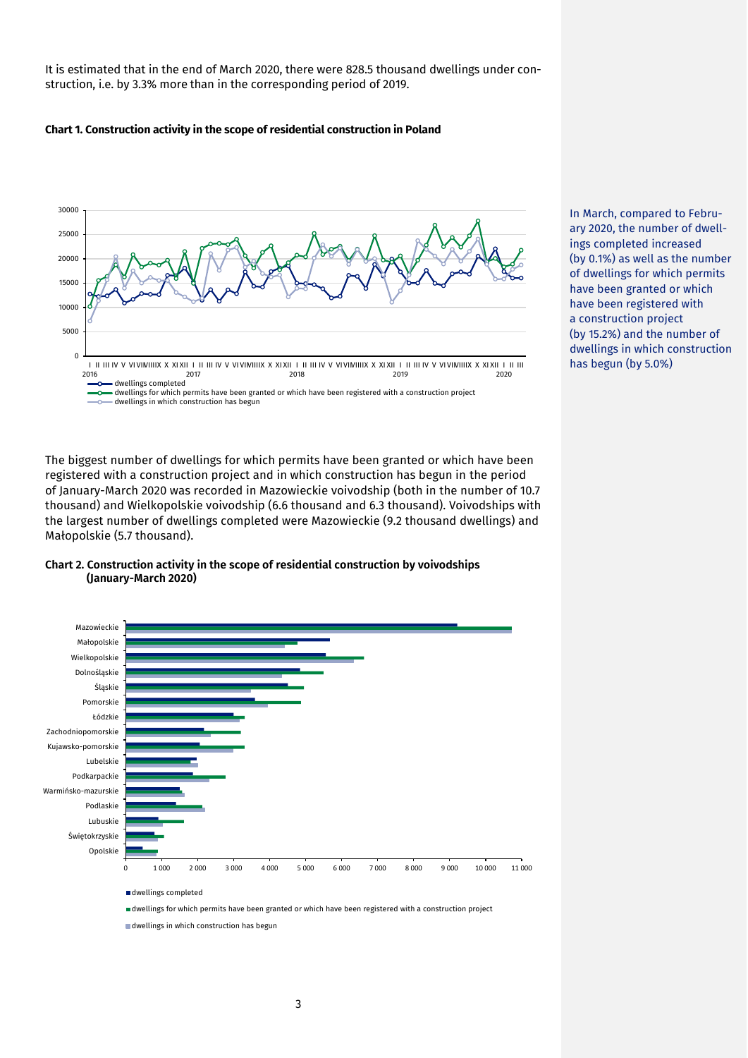It is estimated that in the end of March 2020, there were 828.5 thousand dwellings under construction, i.e. by 3.3% more than in the corresponding period of 2019.

**Chart 1. Construction activity in the scope of residential construction in Poland**

In March, compared to February 2020, the number of dwellings completed increased (by 0.1%) as well as the number of dwellings for which permits have been granted or which have been registered with a construction project (by 15.2%) and the number of dwellings in which construction has begun (by 5.0%)

The biggest number of dwellings for which permits have been granted or which have been registered with a construction project and in which construction has begun in the period of January-March 2020 was recorded in Mazowieckie voivodship (both in the number of 10.7 thousand) and Wielkopolskie voivodship (6.6 thousand and 6.3 thousand). Voivodships with the largest number of dwellings completed were Mazowieckie (9.2 thousand dwellings) and Małopolskie (5.7 thousand).

**Chart 2. Construction activity in the scope of residential construction by voivodships (January-March 2020)**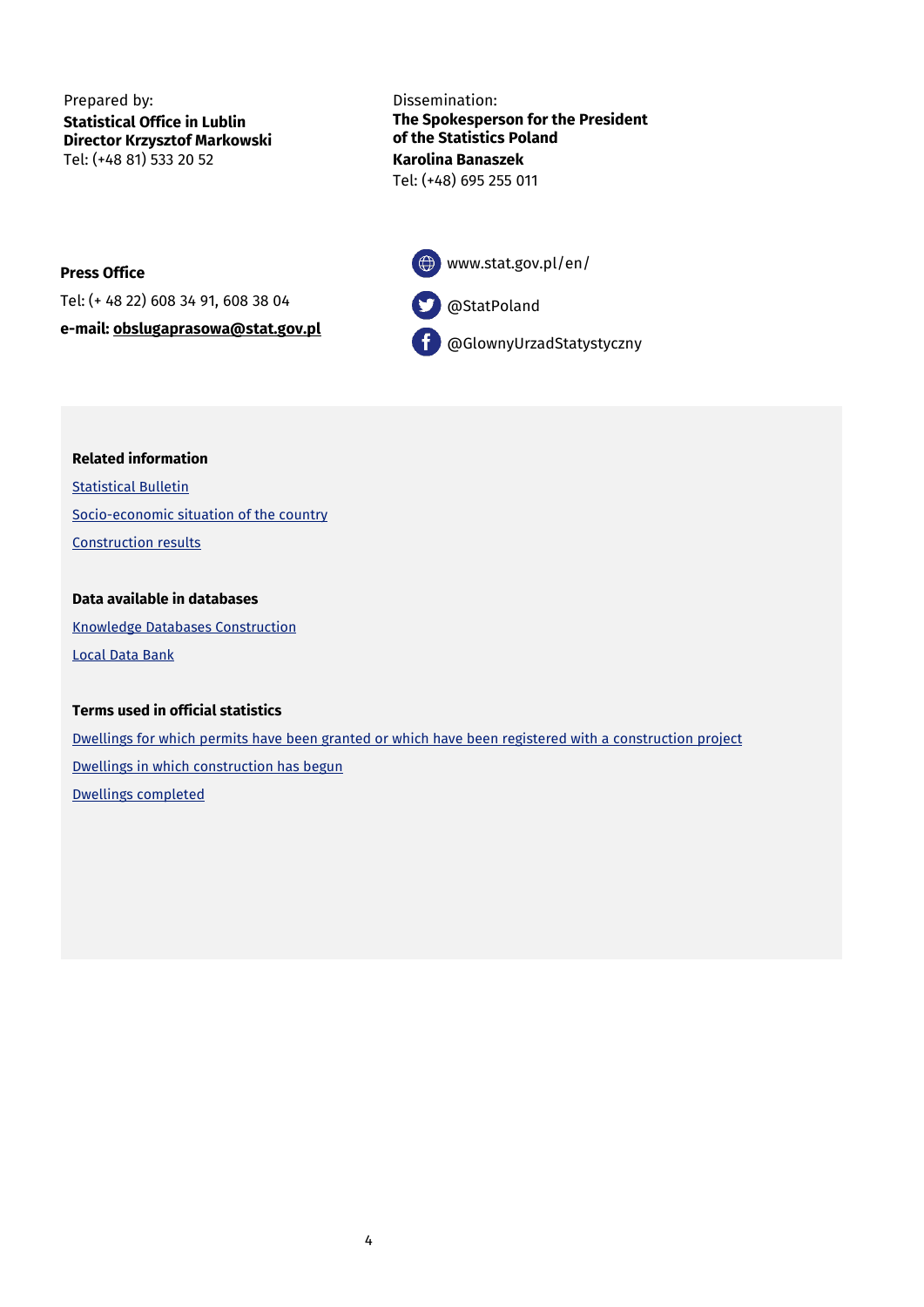Prepared by:
**Statistical Office in Lublin**
**Director Krzysztof Markowski**
Tel: (+48 81) 533 20 52

Dissemination:
**The Spokesperson for the President of the Statistics Poland**
**Karolina Banaszek**
Tel: (+48) 695 255 011

**Press Office**
Tel: (+ 48 22) 608 34 91, 608 38 04
**e-mail: obslugaprasowa@stat.gov.pl**

www.stat.gov.pl/en/

@StatPoland

@GlownyUrzadStatystyczny

**Related information**

Statistical Bulletin

Socio-economic situation of the country

Construction results

**Data available in databases**

Knowledge Databases Construction

Local Data Bank

**Terms used in official statistics**

Dwellings for which permits have been granted or which have been registered with a construction project

Dwellings in which construction has begun

Dwellings completed